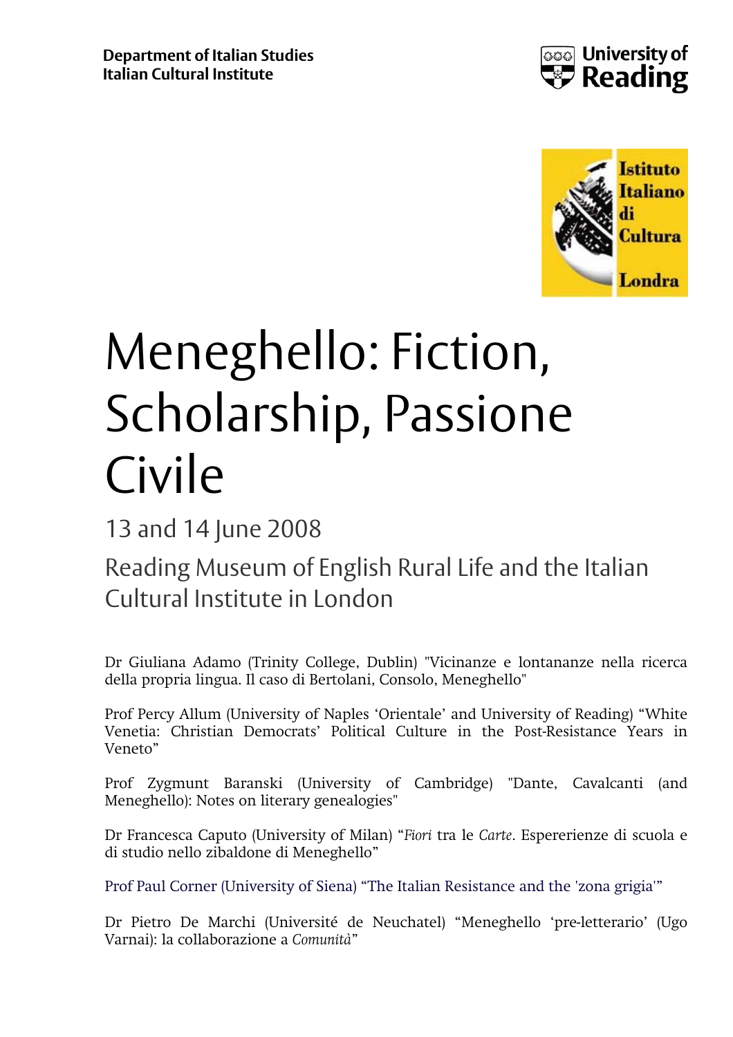Department of Italian Studies
Italian Cultural Institute

University of Reading

Istituto Italiano di Cultura Londra

# Meneghello: Fiction, Scholarship, Passione Civile

## 13 and 14 June 2008

### Reading Museum of English Rural Life and the Italian Cultural Institute in London

Dr Giuliana Adamo (Trinity College, Dublin) "Vicinanze e lontananze nella ricerca della propria lingua. Il caso di Bertolani, Consolo, Meneghello"

Prof Percy Allum (University of Naples 'Orientale' and University of Reading) "White Venetia: Christian Democrats' Political Culture in the Post-Resistance Years in Veneto"

Prof Zygmunt Baranski (University of Cambridge) "Dante, Cavalcanti (and Meneghello): Notes on literary genealogies"

Dr Francesca Caputo (University of Milan) "*Fiori* tra le *Carte*. Espererienze di scuola e di studio nello zibaldone di Meneghello"

Prof Paul Corner (University of Siena) "The Italian Resistance and the 'zona grigia'"

Dr Pietro De Marchi (Université de Neuchatel) "Meneghello 'pre-letterario' (Ugo Varnai): la collaborazione a *Comunità*"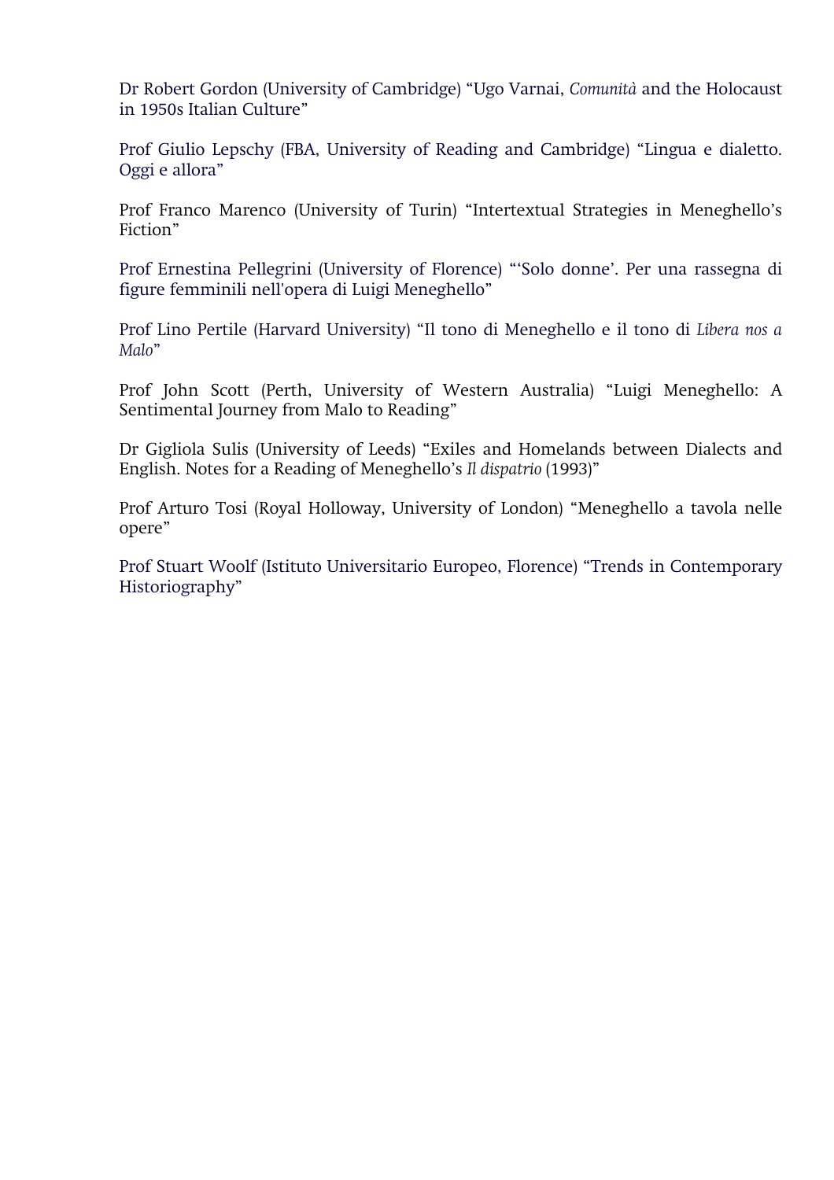Dr Robert Gordon (University of Cambridge) “Ugo Varnai, *Comunità* and the Holocaust in 1950s Italian Culture”

Prof Giulio Lepschy (FBA, University of Reading and Cambridge) “Lingua e dialetto. Oggi e allora”

Prof Franco Marenco (University of Turin) “Intertextual Strategies in Meneghello’s Fiction”

Prof Ernestina Pellegrini (University of Florence) “‘Solo donne’. Per una rassegna di figure femminili nell'opera di Luigi Meneghello”

Prof Lino Pertile (Harvard University) “Il tono di Meneghello e il tono di *Libera nos a Malo*”

Prof John Scott (Perth, University of Western Australia) “Luigi Meneghello: A Sentimental Journey from Malo to Reading”

Dr Gigliola Sulis (University of Leeds) “Exiles and Homelands between Dialects and English. Notes for a Reading of Meneghello’s *Il dispatrio* (1993)”

Prof Arturo Tosi (Royal Holloway, University of London) “Meneghello a tavola nelle opere”

Prof Stuart Woolf (Istituto Universitario Europeo, Florence) “Trends in Contemporary Historiography”